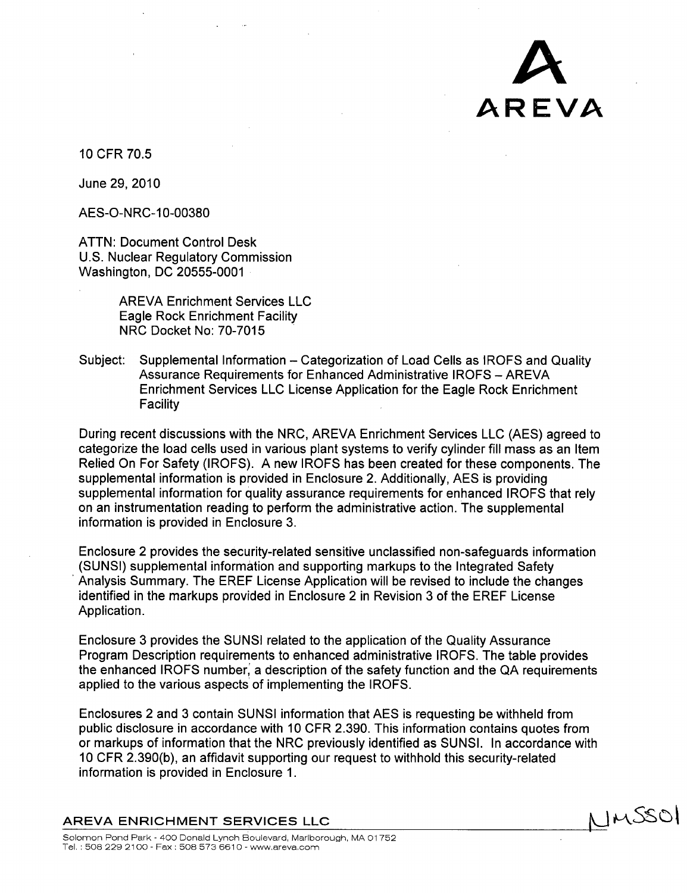AREVA

10 CFR 70.5

June 29, 2010

AES-O-NRC-10-00380

ATTN: Document Control Desk
U.S. Nuclear Regulatory Commission
Washington, DC 20555-0001

AREVA Enrichment Services LLC
Eagle Rock Enrichment Facility
NRC Docket No: 70-7015

Subject: Supplemental Information – Categorization of Load Cells as IROFS and Quality Assurance Requirements for Enhanced Administrative IROFS – AREVA Enrichment Services LLC License Application for the Eagle Rock Enrichment Facility

During recent discussions with the NRC, AREVA Enrichment Services LLC (AES) agreed to categorize the load cells used in various plant systems to verify cylinder fill mass as an Item Relied On For Safety (IROFS). A new IROFS has been created for these components. The supplemental information is provided in Enclosure 2. Additionally, AES is providing supplemental information for quality assurance requirements for enhanced IROFS that rely on an instrumentation reading to perform the administrative action. The supplemental information is provided in Enclosure 3.

Enclosure 2 provides the security-related sensitive unclassified non-safeguards information (SUNSI) supplemental information and supporting markups to the Integrated Safety Analysis Summary. The EREF License Application will be revised to include the changes identified in the markups provided in Enclosure 2 in Revision 3 of the EREF License Application.

Enclosure 3 provides the SUNSI related to the application of the Quality Assurance Program Description requirements to enhanced administrative IROFS. The table provides the enhanced IROFS number, a description of the safety function and the QA requirements applied to the various aspects of implementing the IROFS.

Enclosures 2 and 3 contain SUNSI information that AES is requesting be withheld from public disclosure in accordance with 10 CFR 2.390. This information contains quotes from or markups of information that the NRC previously identified as SUNSI. In accordance with 10 CFR 2.390(b), an affidavit supporting our request to withhold this security-related information is provided in Enclosure 1.

NMSS01

**AREVA ENRICHMENT SERVICES LLC**

Solomon Pond Park - 400 Donald Lynch Boulevard, Marlborough, MA 01752
Tel.: 508 229 2100 - Fax: 508 573 6610 - www.areva.com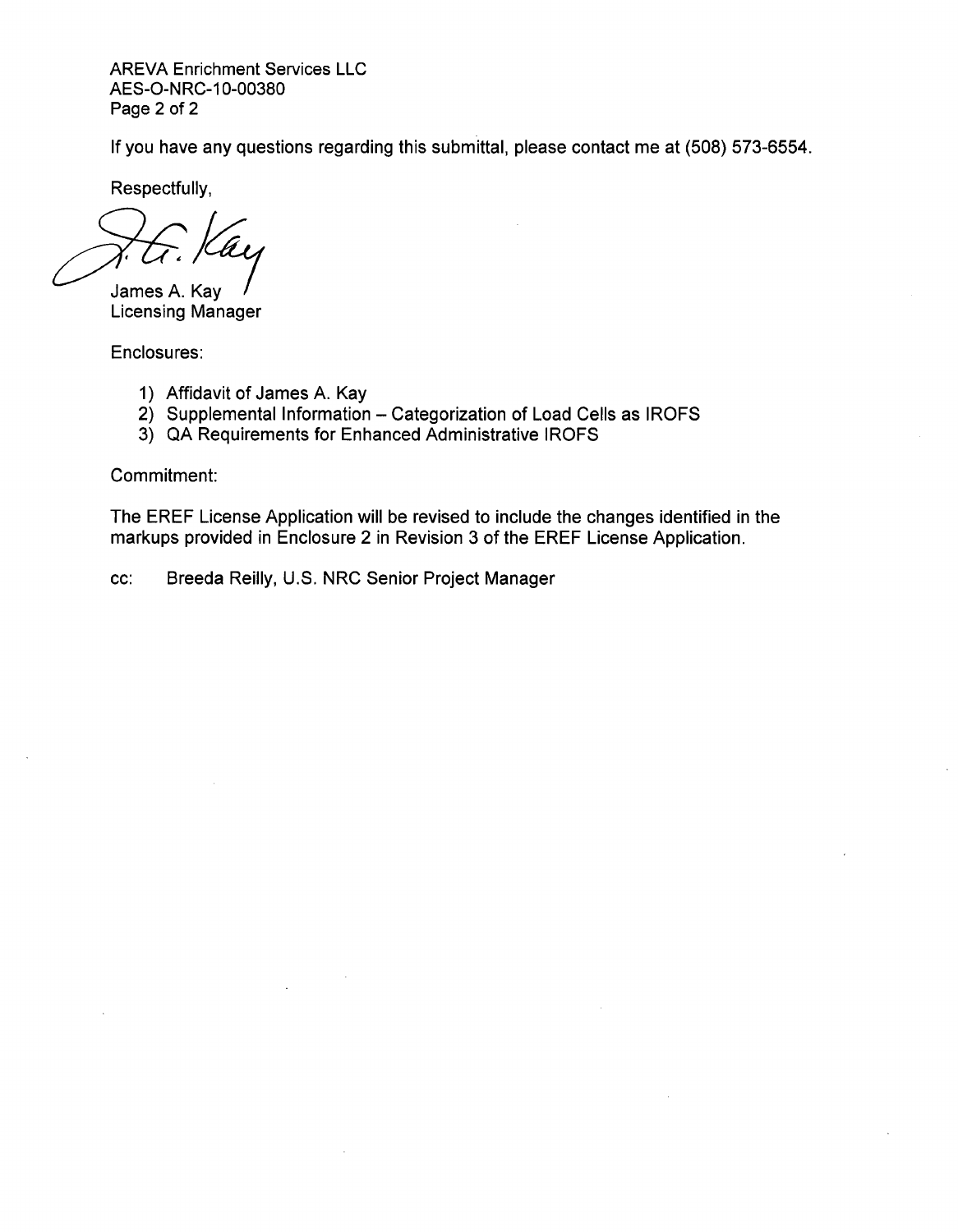If you have any questions regarding this submittal, please contact me at (508) 573-6554.

Respectfully,

James A. Kay
Licensing Manager

Enclosures:

1) Affidavit of James A. Kay
2) Supplemental Information – Categorization of Load Cells as IROFS
3) QA Requirements for Enhanced Administrative IROFS

Commitment:

The EREF License Application will be revised to include the changes identified in the markups provided in Enclosure 2 in Revision 3 of the EREF License Application.

cc: Breeda Reilly, U.S. NRC Senior Project Manager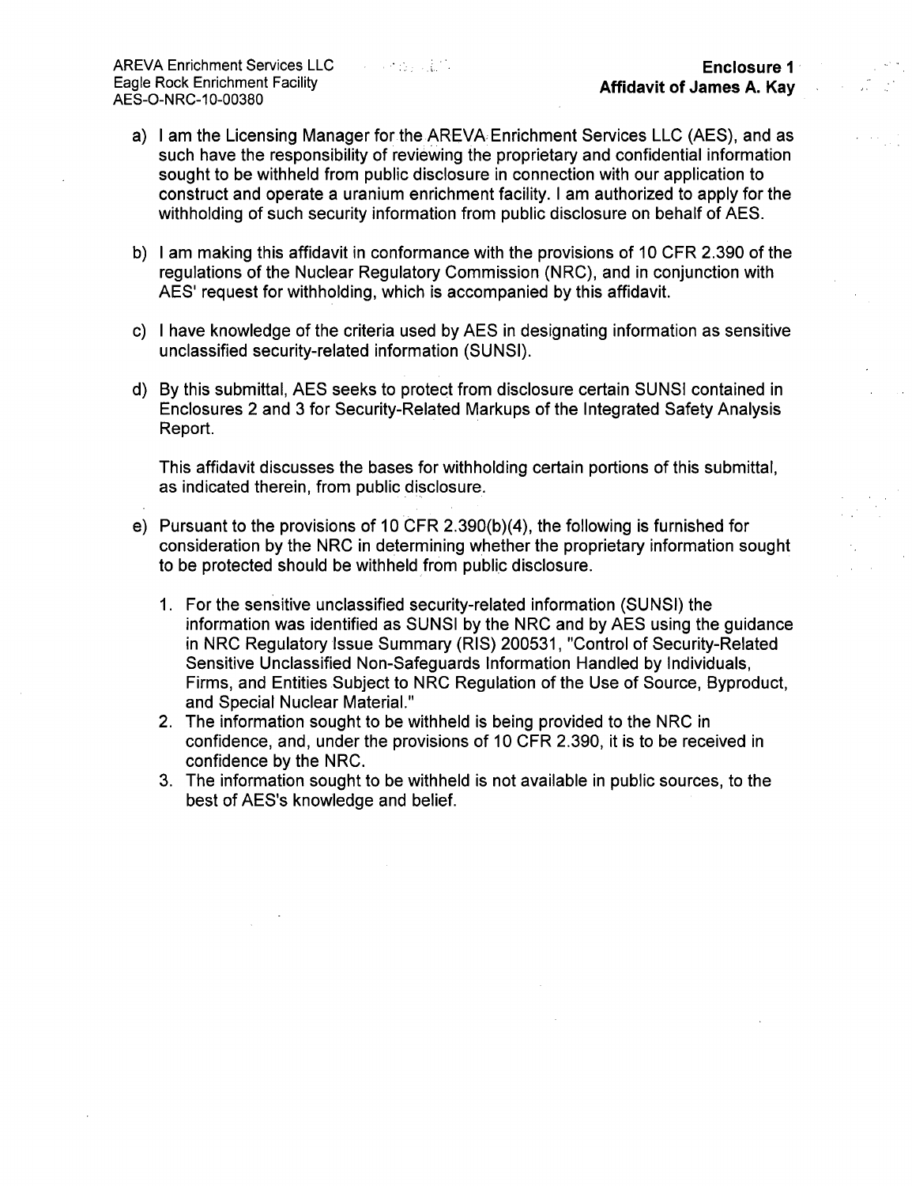AREVA Enrichment Services LLC
Eagle Rock Enrichment Facility
AES-O-NRC-10-00380

**Enclosure 1**
**Affidavit of James A. Kay**

a) I am the Licensing Manager for the AREVA Enrichment Services LLC (AES), and as such have the responsibility of reviewing the proprietary and confidential information sought to be withheld from public disclosure in connection with our application to construct and operate a uranium enrichment facility. I am authorized to apply for the withholding of such security information from public disclosure on behalf of AES.

b) I am making this affidavit in conformance with the provisions of 10 CFR 2.390 of the regulations of the Nuclear Regulatory Commission (NRC), and in conjunction with AES' request for withholding, which is accompanied by this affidavit.

c) I have knowledge of the criteria used by AES in designating information as sensitive unclassified security-related information (SUNSI).

d) By this submittal, AES seeks to protect from disclosure certain SUNSI contained in Enclosures 2 and 3 for Security-Related Markups of the Integrated Safety Analysis Report.

   This affidavit discusses the bases for withholding certain portions of this submittal, as indicated therein, from public disclosure.

e) Pursuant to the provisions of 10 CFR 2.390(b)(4), the following is furnished for consideration by the NRC in determining whether the proprietary information sought to be protected should be withheld from public disclosure.

   1. For the sensitive unclassified security-related information (SUNSI) the information was identified as SUNSI by the NRC and by AES using the guidance in NRC Regulatory Issue Summary (RIS) 200531, "Control of Security-Related Sensitive Unclassified Non-Safeguards Information Handled by Individuals, Firms, and Entities Subject to NRC Regulation of the Use of Source, Byproduct, and Special Nuclear Material."
   2. The information sought to be withheld is being provided to the NRC in confidence, and, under the provisions of 10 CFR 2.390, it is to be received in confidence by the NRC.
   3. The information sought to be withheld is not available in public sources, to the best of AES's knowledge and belief.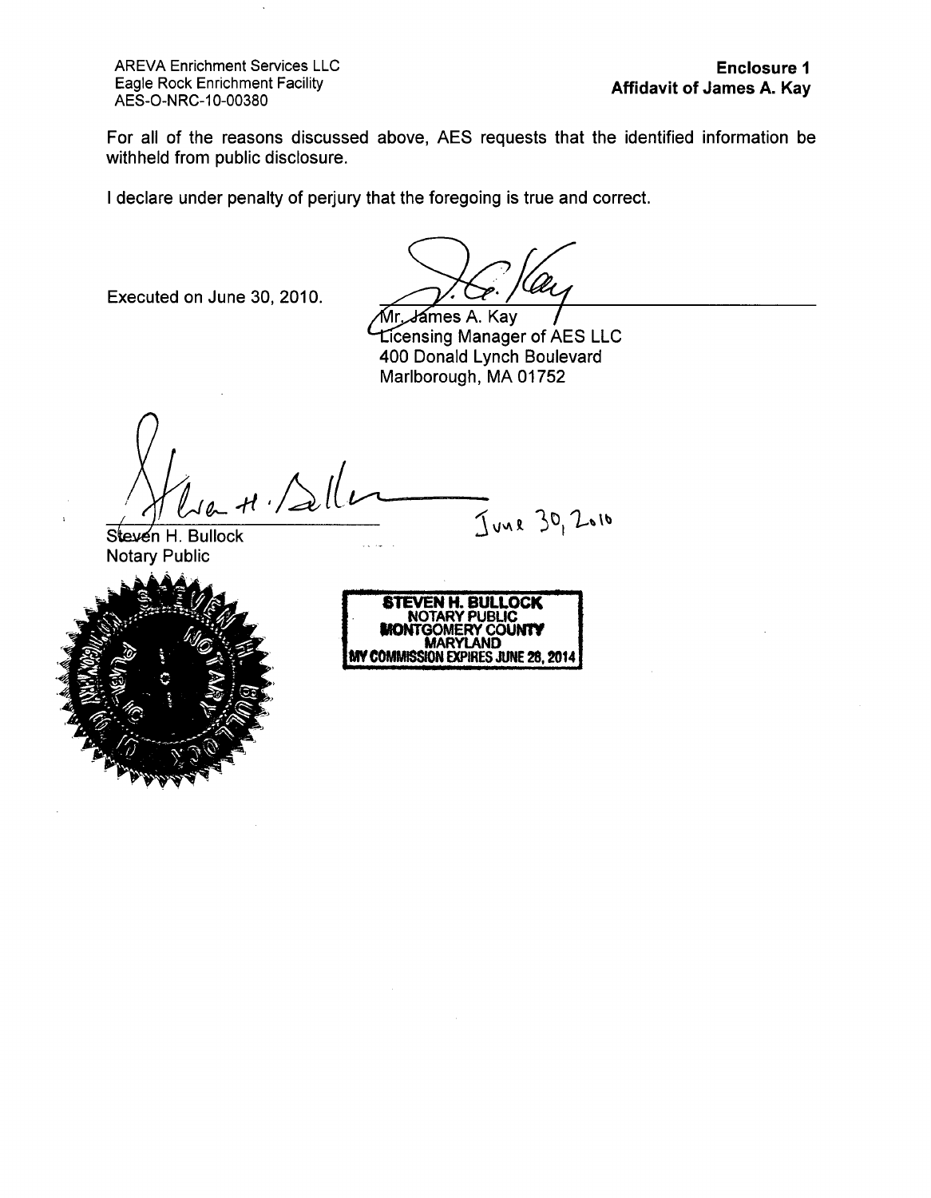For all of the reasons discussed above, AES requests that the identified information be withheld from public disclosure.

I declare under penalty of perjury that the foregoing is true and correct.

Executed on June 30, 2010.

Mr. James A. Kay  
Licensing Manager of AES LLC  
400 Donald Lynch Boulevard  
Marlborough, MA 01752

Steven H. Bullock  
Notary Public

June 30, 2010

STEVEN H. BULLOCK  
NOTARY PUBLIC  
MONTGOMERY COUNTY  
MARYLAND  
MY COMMISSION EXPIRES JUNE 28, 2014